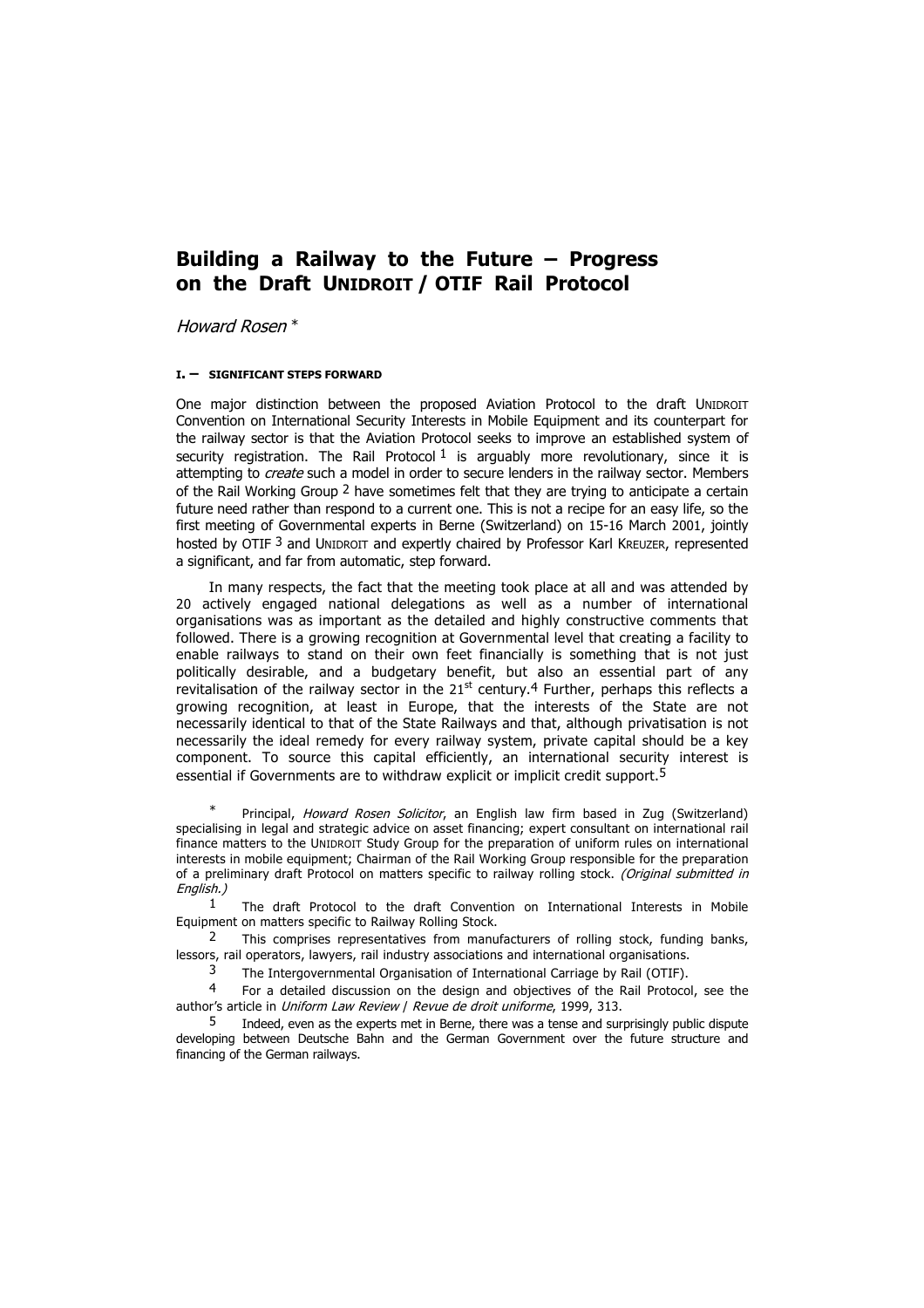# Building a Railway to the Future – Progress on the Draft UNIDROIT / OTIF Rail Protocol

*Howard Rosen* *

### I. – SIGNIFICANT STEPS FORWARD

One major distinction between the proposed Aviation Protocol to the draft UNIDROIT Convention on International Security Interests in Mobile Equipment and its counterpart for the railway sector is that the Aviation Protocol seeks to improve an established system of security registration. The Rail Protocol [1] is arguably more revolutionary, since it is attempting to *create* such a model in order to secure lenders in the railway sector. Members of the Rail Working Group [2] have sometimes felt that they are trying to anticipate a certain future need rather than respond to a current one. This is not a recipe for an easy life, so the first meeting of Governmental experts in Berne (Switzerland) on 15-16 March 2001, jointly hosted by OTIF [3] and UNIDROIT and expertly chaired by Professor Karl KREUZER, represented a significant, and far from automatic, step forward.

In many respects, the fact that the meeting took place at all and was attended by 20 actively engaged national delegations as well as a number of international organisations was as important as the detailed and highly constructive comments that followed. There is a growing recognition at Governmental level that creating a facility to enable railways to stand on their own feet financially is something that is not just politically desirable, and a budgetary benefit, but also an essential part of any revitalisation of the railway sector in the 21st century.[4] Further, perhaps this reflects a growing recognition, at least in Europe, that the interests of the State are not necessarily identical to that of the State Railways and that, although privatisation is not necessarily the ideal remedy for every railway system, private capital should be a key component. To source this capital efficiently, an international security interest is essential if Governments are to withdraw explicit or implicit credit support.[5]

\* Principal, *Howard Rosen Solicitor*, an English law firm based in Zug (Switzerland) specialising in legal and strategic advice on asset financing; expert consultant on international rail finance matters to the UNIDROIT Study Group for the preparation of uniform rules on international interests in mobile equipment; Chairman of the Rail Working Group responsible for the preparation of a preliminary draft Protocol on matters specific to railway rolling stock. *(Original submitted in English.)*

1 The draft Protocol to the draft Convention on International Interests in Mobile Equipment on matters specific to Railway Rolling Stock.

2 This comprises representatives from manufacturers of rolling stock, funding banks, lessors, rail operators, lawyers, rail industry associations and international organisations.

3 The Intergovernmental Organisation of International Carriage by Rail (OTIF).

4 For a detailed discussion on the design and objectives of the Rail Protocol, see the author's article in *Uniform Law Review / Revue de droit uniforme*, 1999, 313.

5 Indeed, even as the experts met in Berne, there was a tense and surprisingly public dispute developing between Deutsche Bahn and the German Government over the future structure and financing of the German railways.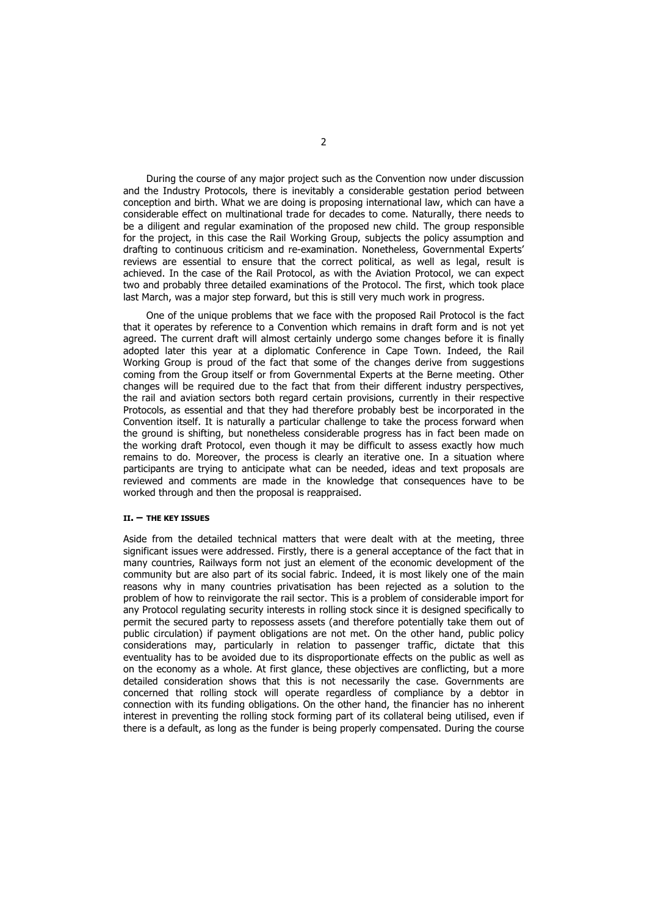During the course of any major project such as the Convention now under discussion and the Industry Protocols, there is inevitably a considerable gestation period between conception and birth. What we are doing is proposing international law, which can have a considerable effect on multinational trade for decades to come. Naturally, there needs to be a diligent and regular examination of the proposed new child. The group responsible for the project, in this case the Rail Working Group, subjects the policy assumption and drafting to continuous criticism and re-examination. Nonetheless, Governmental Experts' reviews are essential to ensure that the correct political, as well as legal, result is achieved. In the case of the Rail Protocol, as with the Aviation Protocol, we can expect two and probably three detailed examinations of the Protocol. The first, which took place last March, was a major step forward, but this is still very much work in progress.

One of the unique problems that we face with the proposed Rail Protocol is the fact that it operates by reference to a Convention which remains in draft form and is not yet agreed. The current draft will almost certainly undergo some changes before it is finally adopted later this year at a diplomatic Conference in Cape Town. Indeed, the Rail Working Group is proud of the fact that some of the changes derive from suggestions coming from the Group itself or from Governmental Experts at the Berne meeting. Other changes will be required due to the fact that from their different industry perspectives, the rail and aviation sectors both regard certain provisions, currently in their respective Protocols, as essential and that they had therefore probably best be incorporated in the Convention itself. It is naturally a particular challenge to take the process forward when the ground is shifting, but nonetheless considerable progress has in fact been made on the working draft Protocol, even though it may be difficult to assess exactly how much remains to do. Moreover, the process is clearly an iterative one. In a situation where participants are trying to anticipate what can be needed, ideas and text proposals are reviewed and comments are made in the knowledge that consequences have to be worked through and then the proposal is reappraised.

## II. – THE KEY ISSUES

Aside from the detailed technical matters that were dealt with at the meeting, three significant issues were addressed. Firstly, there is a general acceptance of the fact that in many countries, Railways form not just an element of the economic development of the community but are also part of its social fabric. Indeed, it is most likely one of the main reasons why in many countries privatisation has been rejected as a solution to the problem of how to reinvigorate the rail sector. This is a problem of considerable import for any Protocol regulating security interests in rolling stock since it is designed specifically to permit the secured party to repossess assets (and therefore potentially take them out of public circulation) if payment obligations are not met. On the other hand, public policy considerations may, particularly in relation to passenger traffic, dictate that this eventuality has to be avoided due to its disproportionate effects on the public as well as on the economy as a whole. At first glance, these objectives are conflicting, but a more detailed consideration shows that this is not necessarily the case. Governments are concerned that rolling stock will operate regardless of compliance by a debtor in connection with its funding obligations. On the other hand, the financier has no inherent interest in preventing the rolling stock forming part of its collateral being utilised, even if there is a default, as long as the funder is being properly compensated. During the course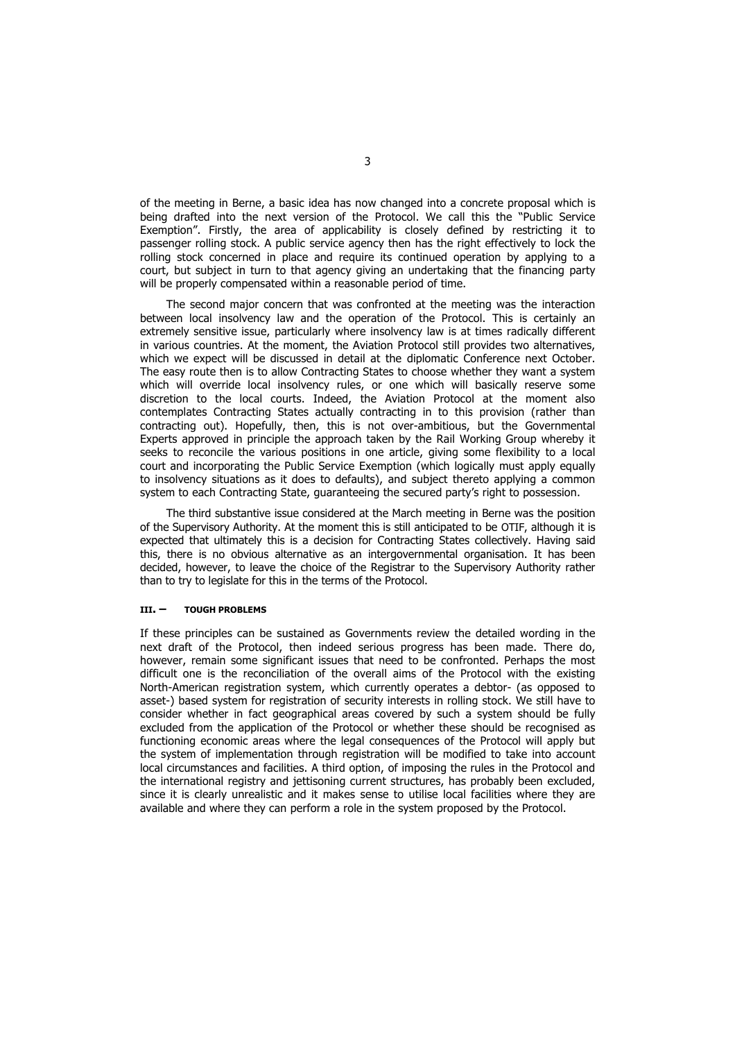of the meeting in Berne, a basic idea has now changed into a concrete proposal which is being drafted into the next version of the Protocol. We call this the "Public Service Exemption". Firstly, the area of applicability is closely defined by restricting it to passenger rolling stock. A public service agency then has the right effectively to lock the rolling stock concerned in place and require its continued operation by applying to a court, but subject in turn to that agency giving an undertaking that the financing party will be properly compensated within a reasonable period of time.

The second major concern that was confronted at the meeting was the interaction between local insolvency law and the operation of the Protocol. This is certainly an extremely sensitive issue, particularly where insolvency law is at times radically different in various countries. At the moment, the Aviation Protocol still provides two alternatives, which we expect will be discussed in detail at the diplomatic Conference next October. The easy route then is to allow Contracting States to choose whether they want a system which will override local insolvency rules, or one which will basically reserve some discretion to the local courts. Indeed, the Aviation Protocol at the moment also contemplates Contracting States actually contracting in to this provision (rather than contracting out). Hopefully, then, this is not over-ambitious, but the Governmental Experts approved in principle the approach taken by the Rail Working Group whereby it seeks to reconcile the various positions in one article, giving some flexibility to a local court and incorporating the Public Service Exemption (which logically must apply equally to insolvency situations as it does to defaults), and subject thereto applying a common system to each Contracting State, guaranteeing the secured party's right to possession.

The third substantive issue considered at the March meeting in Berne was the position of the Supervisory Authority. At the moment this is still anticipated to be OTIF, although it is expected that ultimately this is a decision for Contracting States collectively. Having said this, there is no obvious alternative as an intergovernmental organisation. It has been decided, however, to leave the choice of the Registrar to the Supervisory Authority rather than to try to legislate for this in the terms of the Protocol.

## III. – TOUGH PROBLEMS

If these principles can be sustained as Governments review the detailed wording in the next draft of the Protocol, then indeed serious progress has been made. There do, however, remain some significant issues that need to be confronted. Perhaps the most difficult one is the reconciliation of the overall aims of the Protocol with the existing North-American registration system, which currently operates a debtor- (as opposed to asset-) based system for registration of security interests in rolling stock. We still have to consider whether in fact geographical areas covered by such a system should be fully excluded from the application of the Protocol or whether these should be recognised as functioning economic areas where the legal consequences of the Protocol will apply but the system of implementation through registration will be modified to take into account local circumstances and facilities. A third option, of imposing the rules in the Protocol and the international registry and jettisoning current structures, has probably been excluded, since it is clearly unrealistic and it makes sense to utilise local facilities where they are available and where they can perform a role in the system proposed by the Protocol.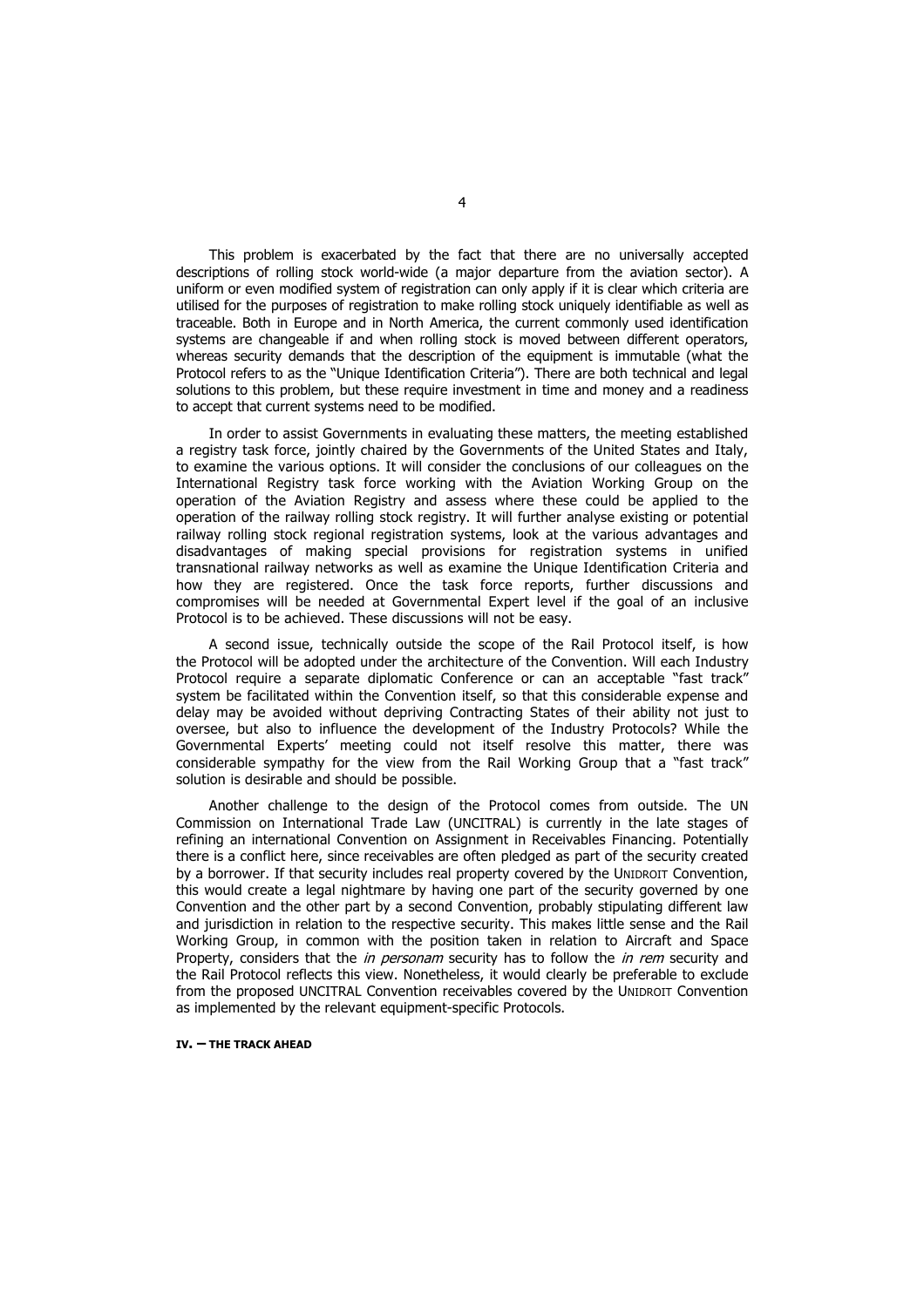This problem is exacerbated by the fact that there are no universally accepted descriptions of rolling stock world-wide (a major departure from the aviation sector). A uniform or even modified system of registration can only apply if it is clear which criteria are utilised for the purposes of registration to make rolling stock uniquely identifiable as well as traceable. Both in Europe and in North America, the current commonly used identification systems are changeable if and when rolling stock is moved between different operators, whereas security demands that the description of the equipment is immutable (what the Protocol refers to as the "Unique Identification Criteria"). There are both technical and legal solutions to this problem, but these require investment in time and money and a readiness to accept that current systems need to be modified.

In order to assist Governments in evaluating these matters, the meeting established a registry task force, jointly chaired by the Governments of the United States and Italy, to examine the various options. It will consider the conclusions of our colleagues on the International Registry task force working with the Aviation Working Group on the operation of the Aviation Registry and assess where these could be applied to the operation of the railway rolling stock registry. It will further analyse existing or potential railway rolling stock regional registration systems, look at the various advantages and disadvantages of making special provisions for registration systems in unified transnational railway networks as well as examine the Unique Identification Criteria and how they are registered. Once the task force reports, further discussions and compromises will be needed at Governmental Expert level if the goal of an inclusive Protocol is to be achieved. These discussions will not be easy.

A second issue, technically outside the scope of the Rail Protocol itself, is how the Protocol will be adopted under the architecture of the Convention. Will each Industry Protocol require a separate diplomatic Conference or can an acceptable "fast track" system be facilitated within the Convention itself, so that this considerable expense and delay may be avoided without depriving Contracting States of their ability not just to oversee, but also to influence the development of the Industry Protocols? While the Governmental Experts' meeting could not itself resolve this matter, there was considerable sympathy for the view from the Rail Working Group that a "fast track" solution is desirable and should be possible.

Another challenge to the design of the Protocol comes from outside. The UN Commission on International Trade Law (UNCITRAL) is currently in the late stages of refining an international Convention on Assignment in Receivables Financing. Potentially there is a conflict here, since receivables are often pledged as part of the security created by a borrower. If that security includes real property covered by the UNIDROIT Convention, this would create a legal nightmare by having one part of the security governed by one Convention and the other part by a second Convention, probably stipulating different law and jurisdiction in relation to the respective security. This makes little sense and the Rail Working Group, in common with the position taken in relation to Aircraft and Space Property, considers that the *in personam* security has to follow the *in rem* security and the Rail Protocol reflects this view. Nonetheless, it would clearly be preferable to exclude from the proposed UNCITRAL Convention receivables covered by the UNIDROIT Convention as implemented by the relevant equipment-specific Protocols.

## IV. – THE TRACK AHEAD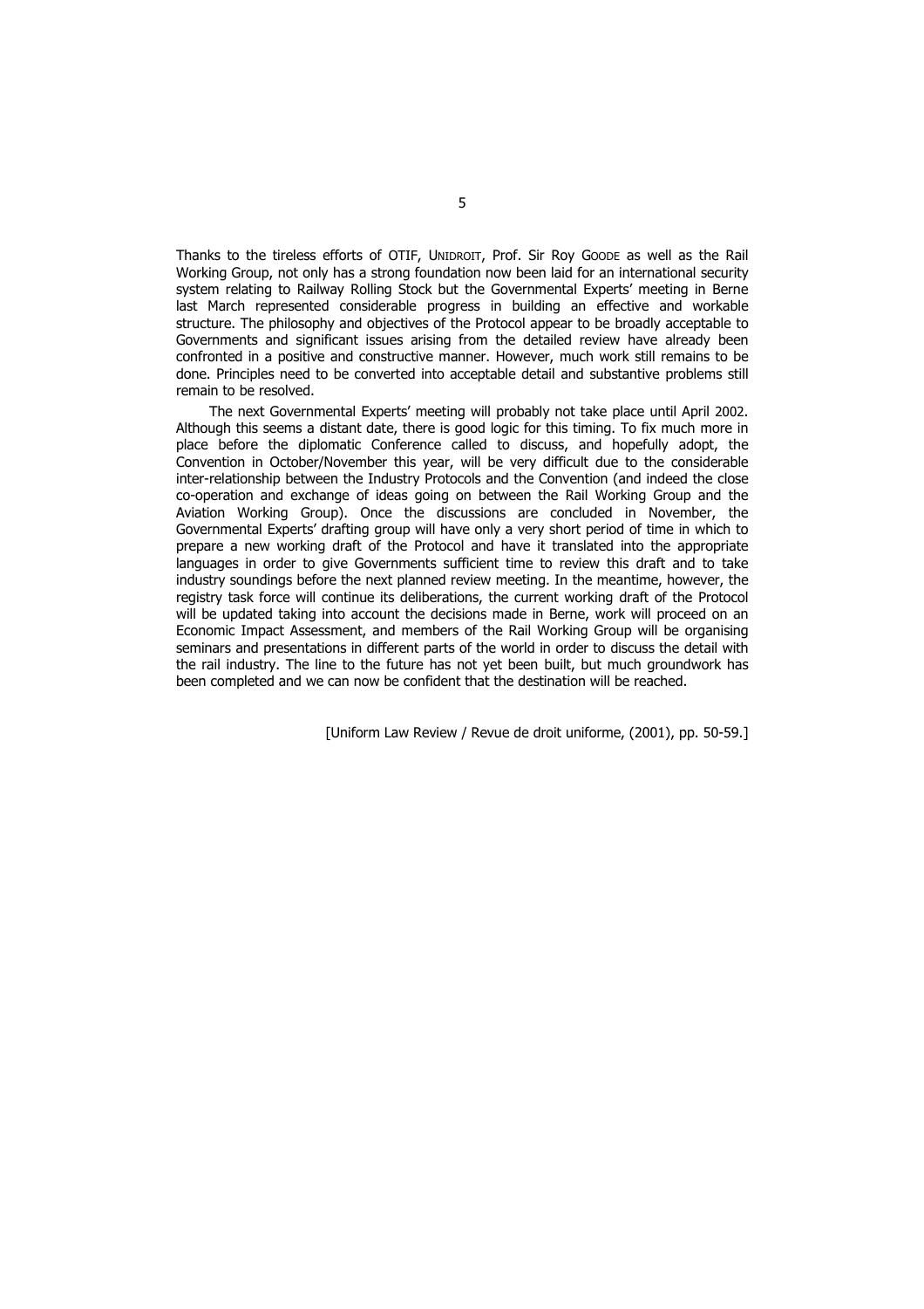Thanks to the tireless efforts of OTIF, UNIDROIT, Prof. Sir Roy GOODE as well as the Rail Working Group, not only has a strong foundation now been laid for an international security system relating to Railway Rolling Stock but the Governmental Experts' meeting in Berne last March represented considerable progress in building an effective and workable structure. The philosophy and objectives of the Protocol appear to be broadly acceptable to Governments and significant issues arising from the detailed review have already been confronted in a positive and constructive manner. However, much work still remains to be done. Principles need to be converted into acceptable detail and substantive problems still remain to be resolved.

The next Governmental Experts' meeting will probably not take place until April 2002. Although this seems a distant date, there is good logic for this timing. To fix much more in place before the diplomatic Conference called to discuss, and hopefully adopt, the Convention in October/November this year, will be very difficult due to the considerable inter-relationship between the Industry Protocols and the Convention (and indeed the close co-operation and exchange of ideas going on between the Rail Working Group and the Aviation Working Group). Once the discussions are concluded in November, the Governmental Experts' drafting group will have only a very short period of time in which to prepare a new working draft of the Protocol and have it translated into the appropriate languages in order to give Governments sufficient time to review this draft and to take industry soundings before the next planned review meeting. In the meantime, however, the registry task force will continue its deliberations, the current working draft of the Protocol will be updated taking into account the decisions made in Berne, work will proceed on an Economic Impact Assessment, and members of the Rail Working Group will be organising seminars and presentations in different parts of the world in order to discuss the detail with the rail industry. The line to the future has not yet been built, but much groundwork has been completed and we can now be confident that the destination will be reached.

[Uniform Law Review / Revue de droit uniforme, (2001), pp. 50-59.]